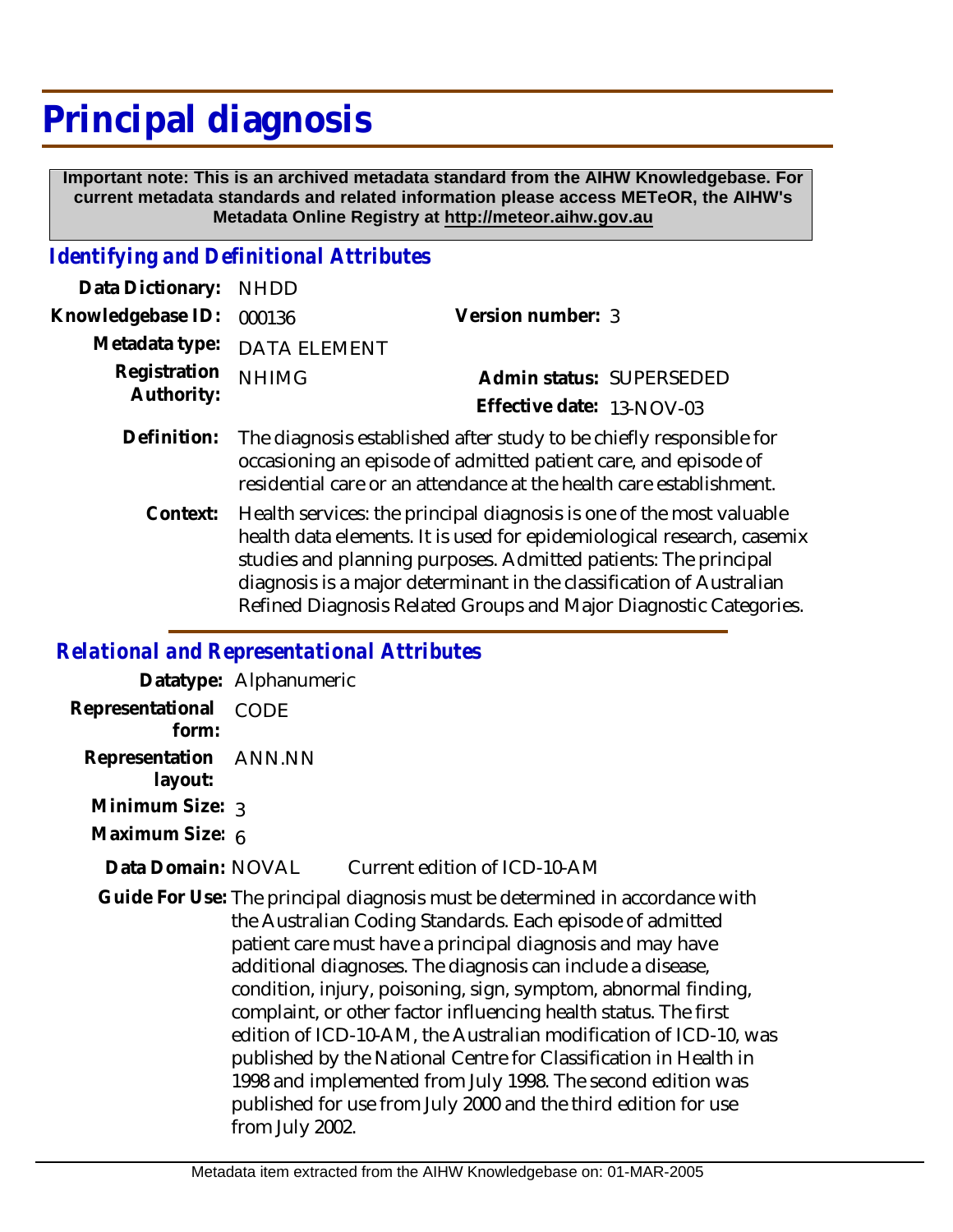# Principal diagnosis

**Important note: This is an archived metadata standard from the AIHW Knowledgebase. For current metadata standards and related information please access METeOR, the AIHW's Metadata Online Registry at http://meteor.aihw.gov.au**

## *Identifying and Definitional Attributes*

**Data Dictionary:** NHDD

**Knowledgebase ID:** 000136

**Version number:** 3

**Metadata type:** DATA ELEMENT

**Registration Authority:** NHIMG

**Admin status:** SUPERSEDED

**Effective date:** 13-NOV-03

**Definition:** The diagnosis established after study to be chiefly responsible for occasioning an episode of admitted patient care, and episode of residential care or an attendance at the health care establishment.

**Context:** Health services: the principal diagnosis is one of the most valuable health data elements. It is used for epidemiological research, casemix studies and planning purposes. Admitted patients: The principal diagnosis is a major determinant in the classification of Australian Refined Diagnosis Related Groups and Major Diagnostic Categories.

## *Relational and Representational Attributes*

**Datatype:** Alphanumeric

**Representational form:** CODE

**Representation layout:** ANN.NN

**Minimum Size:** 3

**Maximum Size:** 6

**Data Domain:** NOVAL Current edition of ICD-10-AM

**Guide For Use:** The principal diagnosis must be determined in accordance with the Australian Coding Standards. Each episode of admitted patient care must have a principal diagnosis and may have additional diagnoses. The diagnosis can include a disease, condition, injury, poisoning, sign, symptom, abnormal finding, complaint, or other factor influencing health status. The first edition of ICD-10-AM, the Australian modification of ICD-10, was published by the National Centre for Classification in Health in 1998 and implemented from July 1998. The second edition was published for use from July 2000 and the third edition for use from July 2002.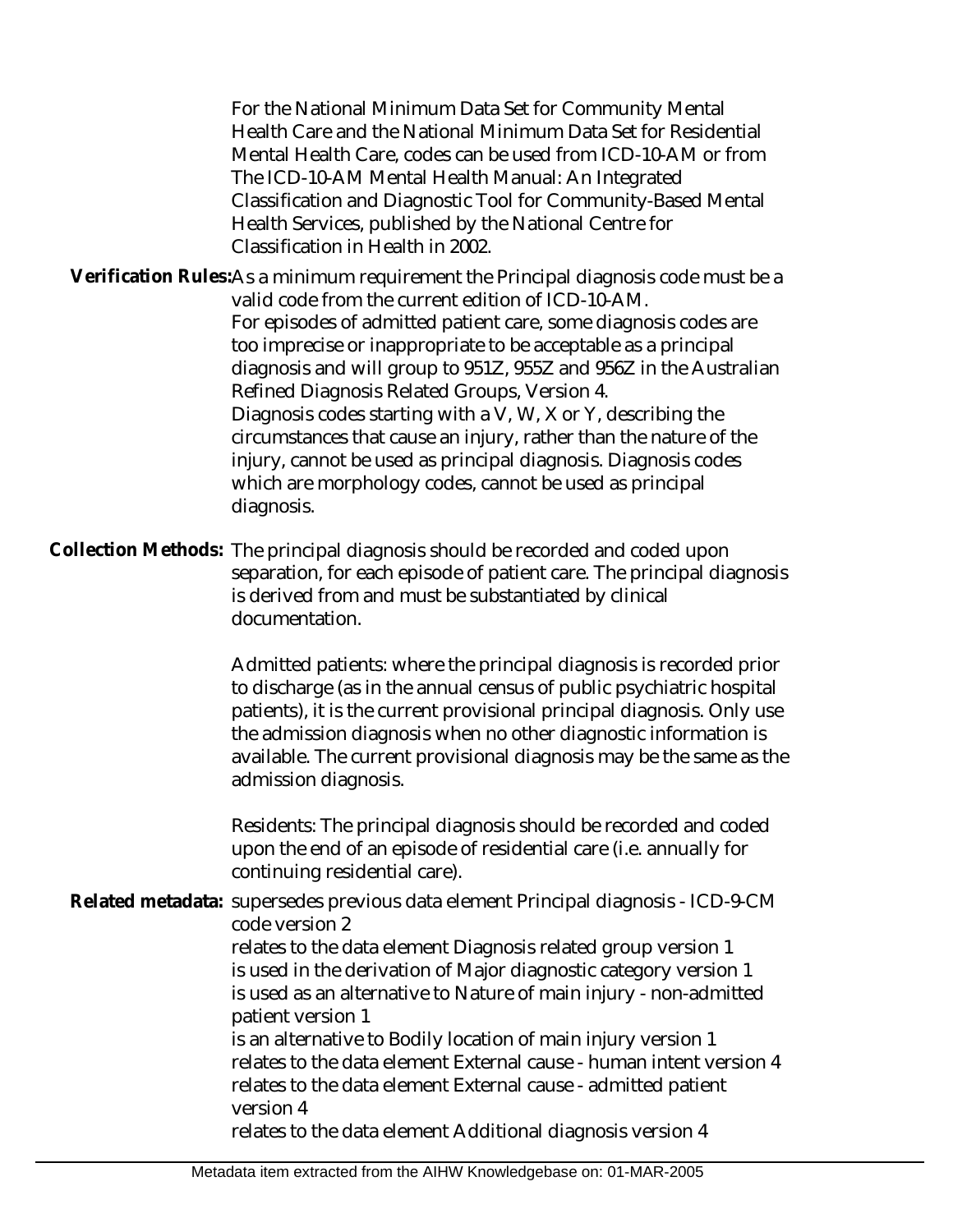For the National Minimum Data Set for Community Mental Health Care and the National Minimum Data Set for Residential Mental Health Care, codes can be used from ICD-10-AM or from The ICD-10-AM Mental Health Manual: An Integrated Classification and Diagnostic Tool for Community-Based Mental Health Services, published by the National Centre for Classification in Health in 2002.

**Verification Rules:** As a minimum requirement the Principal diagnosis code must be a valid code from the current edition of ICD-10-AM.
For episodes of admitted patient care, some diagnosis codes are too imprecise or inappropriate to be acceptable as a principal diagnosis and will group to 951Z, 955Z and 956Z in the Australian Refined Diagnosis Related Groups, Version 4.
Diagnosis codes starting with a V, W, X or Y, describing the circumstances that cause an injury, rather than the nature of the injury, cannot be used as principal diagnosis. Diagnosis codes which are morphology codes, cannot be used as principal diagnosis.

**Collection Methods:** The principal diagnosis should be recorded and coded upon separation, for each episode of patient care. The principal diagnosis is derived from and must be substantiated by clinical documentation.

Admitted patients: where the principal diagnosis is recorded prior to discharge (as in the annual census of public psychiatric hospital patients), it is the current provisional principal diagnosis. Only use the admission diagnosis when no other diagnostic information is available. The current provisional diagnosis may be the same as the admission diagnosis.

Residents: The principal diagnosis should be recorded and coded upon the end of an episode of residential care (i.e. annually for continuing residential care).

**Related metadata:** supersedes previous data element Principal diagnosis - ICD-9-CM code version 2
relates to the data element Diagnosis related group version 1
is used in the derivation of Major diagnostic category version 1
is used as an alternative to Nature of main injury - non-admitted patient version 1
is an alternative to Bodily location of main injury version 1
relates to the data element External cause - human intent version 4
relates to the data element External cause - admitted patient version 4
relates to the data element Additional diagnosis version 4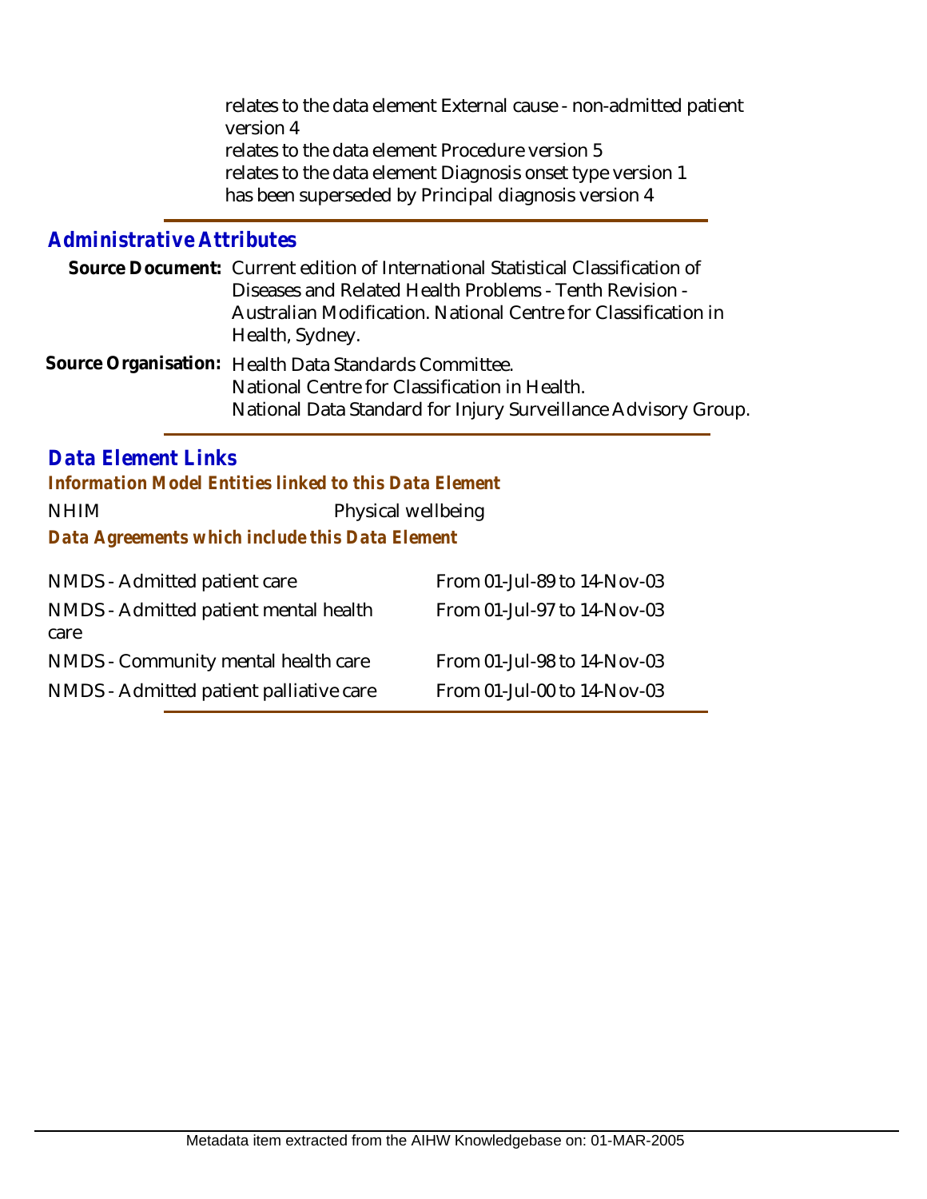relates to the data element External cause - non-admitted patient version 4
relates to the data element Procedure version 5
relates to the data element Diagnosis onset type version 1
has been superseded by Principal diagnosis version 4

## Administrative Attributes

**Source Document:** Current edition of International Statistical Classification of Diseases and Related Health Problems - Tenth Revision - Australian Modification. National Centre for Classification in Health, Sydney.

**Source Organisation:** Health Data Standards Committee.
National Centre for Classification in Health.
National Data Standard for Injury Surveillance Advisory Group.

## Data Element Links

### Information Model Entities linked to this Data Element

| | |
|---|---|
| NHIM | Physical wellbeing |

### Data Agreements which include this Data Element

| | |
|---|---|
| NMDS - Admitted patient care | From 01-Jul-89 to 14-Nov-03 |
| NMDS - Admitted patient mental health care | From 01-Jul-97 to 14-Nov-03 |
| NMDS - Community mental health care | From 01-Jul-98 to 14-Nov-03 |
| NMDS - Admitted patient palliative care | From 01-Jul-00 to 14-Nov-03 |

Metadata item extracted from the AIHW Knowledgebase on: 01-MAR-2005